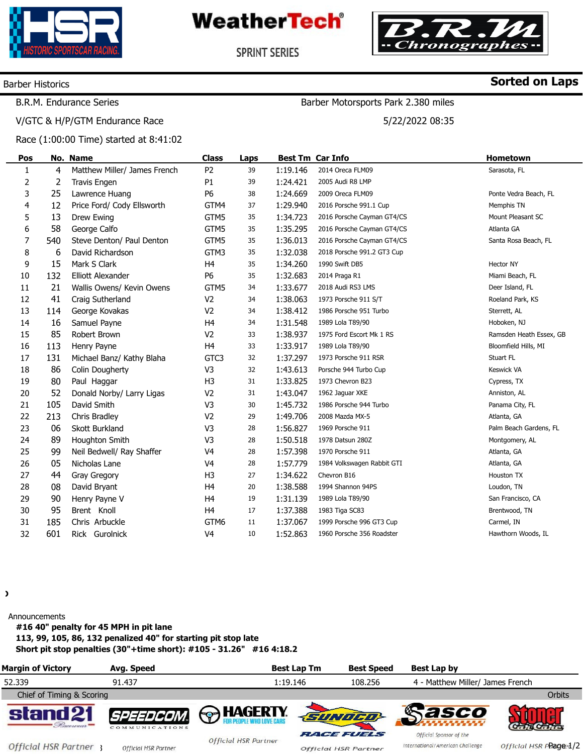# WeatherTech SPRINT SERIES

**Barber Historics** | **Sorted on Laps**

B.R.M. Endurance Series — Barber Motorsports Park 2.380 miles

V/GTC & H/P/GTM Endurance Race — 5/22/2022 08:35

Race (1:00:00 Time) started at 8:41:02

| Pos | No. | Name | Class | Laps | Best Tm | Car Info | Hometown |
|---|---|---|---|---|---|---|---|
| 1 | 4 | Matthew Miller/ James French | P2 | 39 | 1:19.146 | 2014 Oreca FLM09 | Sarasota, FL |
| 2 | 2 | Travis Engen | P1 | 39 | 1:24.421 | 2005 Audi R8 LMP | |
| 3 | 25 | Lawrence Huang | P6 | 38 | 1:24.669 | 2009 Oreca FLM09 | Ponte Vedra Beach, FL |
| 4 | 12 | Price Ford/ Cody Ellsworth | GTM4 | 37 | 1:29.940 | 2016 Porsche 991.1 Cup | Memphis TN |
| 5 | 13 | Drew Ewing | GTM5 | 35 | 1:34.723 | 2016 Porsche Cayman GT4/CS | Mount Pleasant SC |
| 6 | 58 | George Calfo | GTM5 | 35 | 1:35.295 | 2016 Porsche Cayman GT4/CS | Atlanta GA |
| 7 | 540 | Steve Denton/ Paul Denton | GTM5 | 35 | 1:36.013 | 2016 Porsche Cayman GT4/CS | Santa Rosa Beach, FL |
| 8 | 6 | David Richardson | GTM3 | 35 | 1:32.038 | 2018 Porsche 991.2 GT3 Cup | |
| 9 | 15 | Mark S Clark | H4 | 35 | 1:34.260 | 1990 Swift DB5 | Hector NY |
| 10 | 132 | Elliott Alexander | P6 | 35 | 1:32.683 | 2014 Praga R1 | Miami Beach, FL |
| 11 | 21 | Wallis Owens/ Kevin Owens | GTM5 | 34 | 1:33.677 | 2018 Audi RS3 LMS | Deer Island, FL |
| 12 | 41 | Craig Sutherland | V2 | 34 | 1:38.063 | 1973 Porsche 911 S/T | Roeland Park, KS |
| 13 | 114 | George Kovakas | V2 | 34 | 1:38.412 | 1986 Porsche 951 Turbo | Sterrett, AL |
| 14 | 16 | Samuel Payne | H4 | 34 | 1:31.548 | 1989 Lola T89/90 | Hoboken, NJ |
| 15 | 85 | Robert Brown | V2 | 33 | 1:38.937 | 1975 Ford Escort Mk 1 RS | Ramsden Heath Essex, GB |
| 16 | 113 | Henry Payne | H4 | 33 | 1:33.917 | 1989 Lola T89/90 | Bloomfield Hills, MI |
| 17 | 131 | Michael Banz/ Kathy Blaha | GTC3 | 32 | 1:37.297 | 1973 Porsche 911 RSR | Stuart FL |
| 18 | 86 | Colin Dougherty | V3 | 32 | 1:43.613 | Porsche 944 Turbo Cup | Keswick VA |
| 19 | 80 | Paul Haggar | H3 | 31 | 1:33.825 | 1973 Chevron B23 | Cypress, TX |
| 20 | 52 | Donald Norby/ Larry Ligas | V2 | 31 | 1:43.047 | 1962 Jaguar XKE | Anniston, AL |
| 21 | 105 | David Smith | V3 | 30 | 1:45.732 | 1986 Porsche 944 Turbo | Panama City, FL |
| 22 | 213 | Chris Bradley | V2 | 29 | 1:49.706 | 2008 Mazda MX-5 | Atlanta, GA |
| 23 | 06 | Skott Burkland | V3 | 28 | 1:56.827 | 1969 Porsche 911 | Palm Beach Gardens, FL |
| 24 | 89 | Houghton Smith | V3 | 28 | 1:50.518 | 1978 Datsun 280Z | Montgomery, AL |
| 25 | 99 | Neil Bedwell/ Ray Shaffer | V4 | 28 | 1:57.398 | 1970 Porsche 911 | Atlanta, GA |
| 26 | 05 | Nicholas Lane | V4 | 28 | 1:57.779 | 1984 Volkswagen Rabbit GTI | Atlanta, GA |
| 27 | 44 | Gray Gregory | H3 | 27 | 1:34.622 | Chevron B16 | Houston TX |
| 28 | 08 | David Bryant | H4 | 20 | 1:38.588 | 1994 Shannon 94PS | Loudon, TN |
| 29 | 90 | Henry Payne V | H4 | 19 | 1:31.139 | 1989 Lola T89/90 | San Francisco, CA |
| 30 | 95 | Brent Knoll | H4 | 17 | 1:37.388 | 1983 Tiga SC83 | Brentwood, TN |
| 31 | 185 | Chris Arbuckle | GTM6 | 11 | 1:37.067 | 1999 Porsche 996 GT3 Cup | Carmel, IN |
| 32 | 601 | Rick Gurolnick | V4 | 10 | 1:52.863 | 1960 Porsche 356 Roadster | Hawthorn Woods, IL |

Announcements

**#16 40" penalty for 45 MPH in pit lane**
**113, 99, 105, 86, 132 penalized 40" for starting pit stop late**
**Short pit stop penalties (30"+time short): #105 - 31.26" #16 4:18.2**

| Margin of Victory | Avg. Speed | Best Lap Tm | Best Speed | Best Lap by |
|---|---|---|---|---|
| 52.339 | 91.437 | 1:19.146 | 108.256 | 4 - Matthew Miller/ James French |

Chief of Timing & Scoring — Orbits

Official HSR Partner — Official HSR Partner — Official HSR Partner — Official HSR Partner — Official Sponsor of the International/American Challenge — Official HSR Partner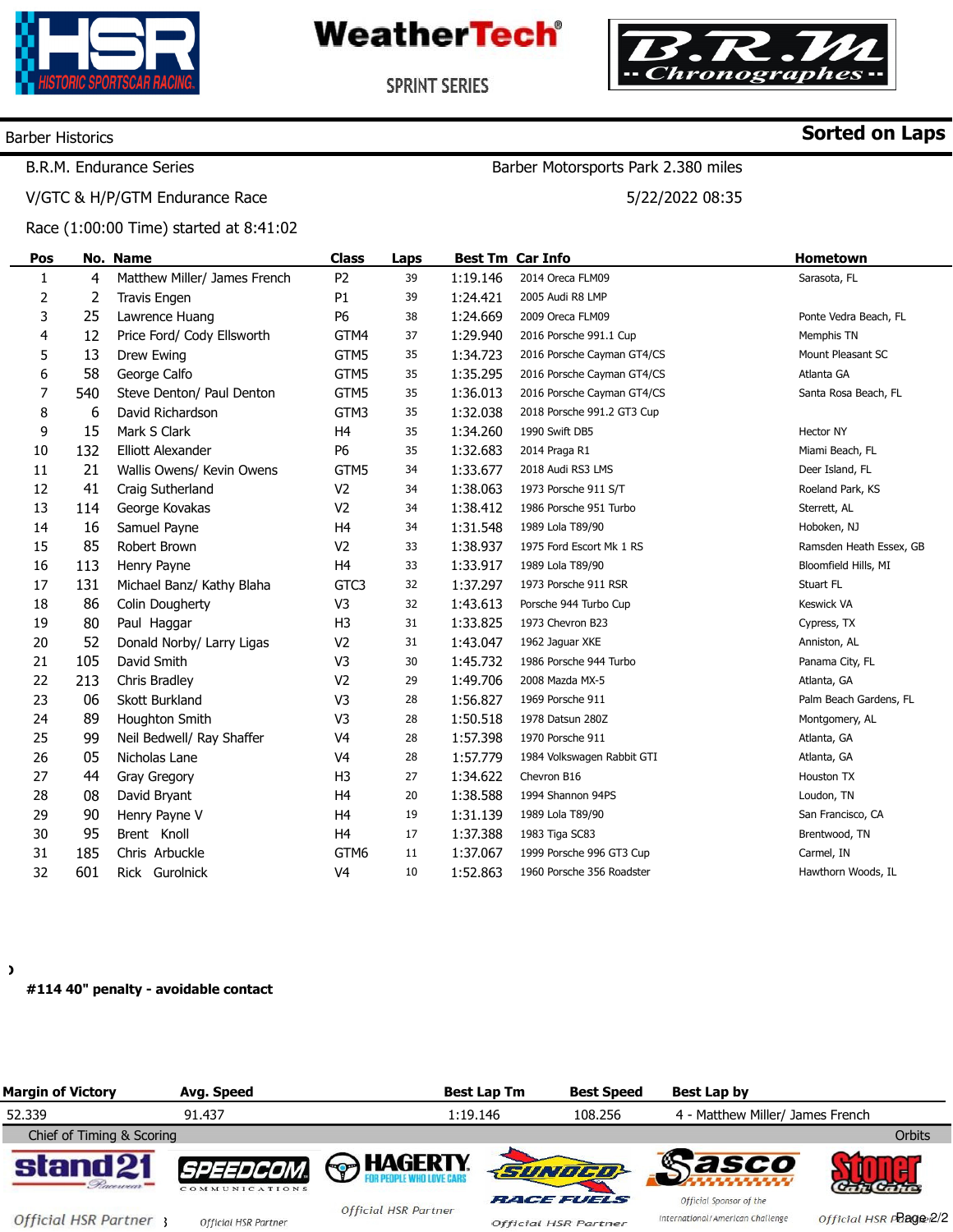**WeatherTech**

SPRINT SERIES

B.R.M. Chronographes

Barber Historics

**Sorted on Laps**

B.R.M. Endurance Series

Barber Motorsports Park 2.380 miles

V/GTC & H/P/GTM Endurance Race

5/22/2022 08:35

Race (1:00:00 Time) started at 8:41:02

| Pos | No. | Name | Class | Laps | Best Tm | Car Info | Hometown |
|---|---|---|---|---|---|---|---|
| 1 | 4 | Matthew Miller/ James French | P2 | 39 | 1:19.146 | 2014 Oreca FLM09 | Sarasota, FL |
| 2 | 2 | Travis Engen | P1 | 39 | 1:24.421 | 2005 Audi R8 LMP | |
| 3 | 25 | Lawrence Huang | P6 | 38 | 1:24.669 | 2009 Oreca FLM09 | Ponte Vedra Beach, FL |
| 4 | 12 | Price Ford/ Cody Ellsworth | GTM4 | 37 | 1:29.940 | 2016 Porsche 991.1 Cup | Memphis TN |
| 5 | 13 | Drew Ewing | GTM5 | 35 | 1:34.723 | 2016 Porsche Cayman GT4/CS | Mount Pleasant SC |
| 6 | 58 | George Calfo | GTM5 | 35 | 1:35.295 | 2016 Porsche Cayman GT4/CS | Atlanta GA |
| 7 | 540 | Steve Denton/ Paul Denton | GTM5 | 35 | 1:36.013 | 2016 Porsche Cayman GT4/CS | Santa Rosa Beach, FL |
| 8 | 6 | David Richardson | GTM3 | 35 | 1:32.038 | 2018 Porsche 991.2 GT3 Cup | |
| 9 | 15 | Mark S Clark | H4 | 35 | 1:34.260 | 1990 Swift DB5 | Hector NY |
| 10 | 132 | Elliott Alexander | P6 | 35 | 1:32.683 | 2014 Praga R1 | Miami Beach, FL |
| 11 | 21 | Wallis Owens/ Kevin Owens | GTM5 | 34 | 1:33.677 | 2018 Audi RS3 LMS | Deer Island, FL |
| 12 | 41 | Craig Sutherland | V2 | 34 | 1:38.063 | 1973 Porsche 911 S/T | Roeland Park, KS |
| 13 | 114 | George Kovakas | V2 | 34 | 1:38.412 | 1986 Porsche 951 Turbo | Sterrett, AL |
| 14 | 16 | Samuel Payne | H4 | 34 | 1:31.548 | 1989 Lola T89/90 | Hoboken, NJ |
| 15 | 85 | Robert Brown | V2 | 33 | 1:38.937 | 1975 Ford Escort Mk 1 RS | Ramsden Heath Essex, GB |
| 16 | 113 | Henry Payne | H4 | 33 | 1:33.917 | 1989 Lola T89/90 | Bloomfield Hills, MI |
| 17 | 131 | Michael Banz/ Kathy Blaha | GTC3 | 32 | 1:37.297 | 1973 Porsche 911 RSR | Stuart FL |
| 18 | 86 | Colin Dougherty | V3 | 32 | 1:43.613 | Porsche 944 Turbo Cup | Keswick VA |
| 19 | 80 | Paul Haggar | H3 | 31 | 1:33.825 | 1973 Chevron B23 | Cypress, TX |
| 20 | 52 | Donald Norby/ Larry Ligas | V2 | 31 | 1:43.047 | 1962 Jaguar XKE | Anniston, AL |
| 21 | 105 | David Smith | V3 | 30 | 1:45.732 | 1986 Porsche 944 Turbo | Panama City, FL |
| 22 | 213 | Chris Bradley | V2 | 29 | 1:49.706 | 2008 Mazda MX-5 | Atlanta, GA |
| 23 | 06 | Skott Burkland | V3 | 28 | 1:56.827 | 1969 Porsche 911 | Palm Beach Gardens, FL |
| 24 | 89 | Houghton Smith | V3 | 28 | 1:50.518 | 1978 Datsun 280Z | Montgomery, AL |
| 25 | 99 | Neil Bedwell/ Ray Shaffer | V4 | 28 | 1:57.398 | 1970 Porsche 911 | Atlanta, GA |
| 26 | 05 | Nicholas Lane | V4 | 28 | 1:57.779 | 1984 Volkswagen Rabbit GTI | Atlanta, GA |
| 27 | 44 | Gray Gregory | H3 | 27 | 1:34.622 | Chevron B16 | Houston TX |
| 28 | 08 | David Bryant | H4 | 20 | 1:38.588 | 1994 Shannon 94PS | Loudon, TN |
| 29 | 90 | Henry Payne V | H4 | 19 | 1:31.139 | 1989 Lola T89/90 | San Francisco, CA |
| 30 | 95 | Brent Knoll | H4 | 17 | 1:37.388 | 1983 Tiga SC83 | Brentwood, TN |
| 31 | 185 | Chris Arbuckle | GTM6 | 11 | 1:37.067 | 1999 Porsche 996 GT3 Cup | Carmel, IN |
| 32 | 601 | Rick Gurolnick | V4 | 10 | 1:52.863 | 1960 Porsche 356 Roadster | Hawthorn Woods, IL |

**#114 40" penalty - avoidable contact**

| Margin of Victory | Avg. Speed | Best Lap Tm | Best Speed | Best Lap by |
|---|---|---|---|---|
| 52.339 | 91.437 | 1:19.146 | 108.256 | 4 - Matthew Miller/ James French |

Chief of Timing & Scoring — Orbits

Official HSR Partner — stand21 | SPEEDCOM Communications | HAGERTY For people who love cars | SUNOCO Race Fuels | Sasco — Official Sponsor of the International/American Challenge | Stoner Car Care